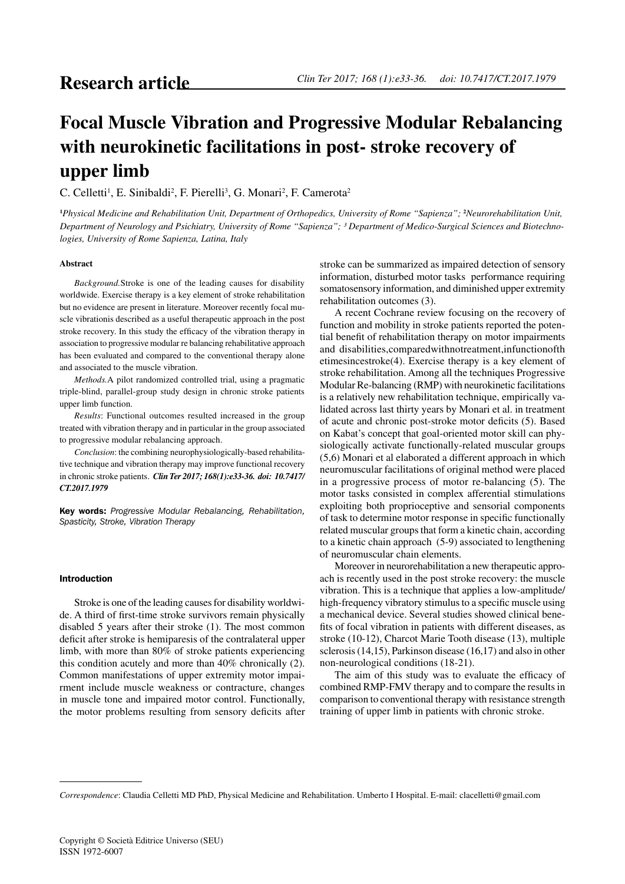Research article

# Focal Muscle Vibration and Progressive Modular Rebalancing with neurokinetic facilitations in post- stroke recovery of upper limb

C. Celletti[1], E. Sinibaldi[2], F. Pierelli[3], G. Monari[2], F. Camerota[2]

[1]*Physical Medicine and Rehabilitation Unit, Department of Orthopedics, University of Rome "Sapienza";* [2]*Neurorehabilitation Unit, Department of Neurology and Psichiatry, University of Rome "Sapienza";* [3] *Department of Medico-Surgical Sciences and Biotechnologies, University of Rome Sapienza, Latina, Italy*

### Abstract

*Background.*Stroke is one of the leading causes for disability worldwide. Exercise therapy is a key element of stroke rehabilitation but no evidence are present in literature. Moreover recently focal muscle vibrationis described as a useful therapeutic approach in the post stroke recovery. In this study the efficacy of the vibration therapy in association to progressive modular re balancing rehabilitative approach has been evaluated and compared to the conventional therapy alone and associated to the muscle vibration.

*Methods.*A pilot randomized controlled trial, using a pragmatic triple-blind, parallel-group study design in chronic stroke patients upper limb function.

*Results*: Functional outcomes resulted increased in the group treated with vibration therapy and in particular in the group associated to progressive modular rebalancing approach.

*Conclusion*: the combining neurophysiologically-based rehabilitative technique and vibration therapy may improve functional recovery in chronic stroke patients. ***Clin Ter 2017; 168(1):e33-36. doi: 10.7417/CT.2017.1979***

**Key words:** *Progressive Modular Rebalancing, Rehabilitation, Spasticity, Stroke, Vibration Therapy*

### Introduction

Stroke is one of the leading causes for disability worldwide. A third of first-time stroke survivors remain physically disabled 5 years after their stroke (1). The most common deficit after stroke is hemiparesis of the contralateral upper limb, with more than 80% of stroke patients experiencing this condition acutely and more than 40% chronically (2). Common manifestations of upper extremity motor impairment include muscle weakness or contracture, changes in muscle tone and impaired motor control. Functionally, the motor problems resulting from sensory deficits after stroke can be summarized as impaired detection of sensory information, disturbed motor tasks performance requiring somatosensory information, and diminished upper extremity rehabilitation outcomes (3).

A recent Cochrane review focusing on the recovery of function and mobility in stroke patients reported the potential benefit of rehabilitation therapy on motor impairments and disabilities,comparedwithnotreatment,infunctionofthetimesincestroke(4). Exercise therapy is a key element of stroke rehabilitation. Among all the techniques Progressive Modular Re-balancing (RMP) with neurokinetic facilitations is a relatively new rehabilitation technique, empirically validated across last thirty years by Monari et al. in treatment of acute and chronic post-stroke motor deficits (5). Based on Kabat's concept that goal-oriented motor skill can physiologically activate functionally-related muscular groups (5,6) Monari et al elaborated a different approach in which neuromuscular facilitations of original method were placed in a progressive process of motor re-balancing (5). The motor tasks consisted in complex afferential stimulations exploiting both proprioceptive and sensorial components of task to determine motor response in specific functionally related muscular groups that form a kinetic chain, according to a kinetic chain approach (5-9) associated to lengthening of neuromuscular chain elements.

Moreover in neurorehabilitation a new therapeutic approach is recently used in the post stroke recovery: the muscle vibration. This is a technique that applies a low-amplitude/high-frequency vibratory stimulus to a specific muscle using a mechanical device. Several studies showed clinical benefits of focal vibration in patients with different diseases, as stroke (10-12), Charcot Marie Tooth disease (13), multiple sclerosis (14,15), Parkinson disease (16,17) and also in other non-neurological conditions (18-21).

The aim of this study was to evaluate the efficacy of combined RMP-FMV therapy and to compare the results in comparison to conventional therapy with resistance strength training of upper limb in patients with chronic stroke.

---

*Correspondence*: Claudia Celletti MD PhD, Physical Medicine and Rehabilitation. Umberto I Hospital. E-mail: clacelletti@gmail.com

Copyright © Società Editrice Universo (SEU)
ISSN 1972-6007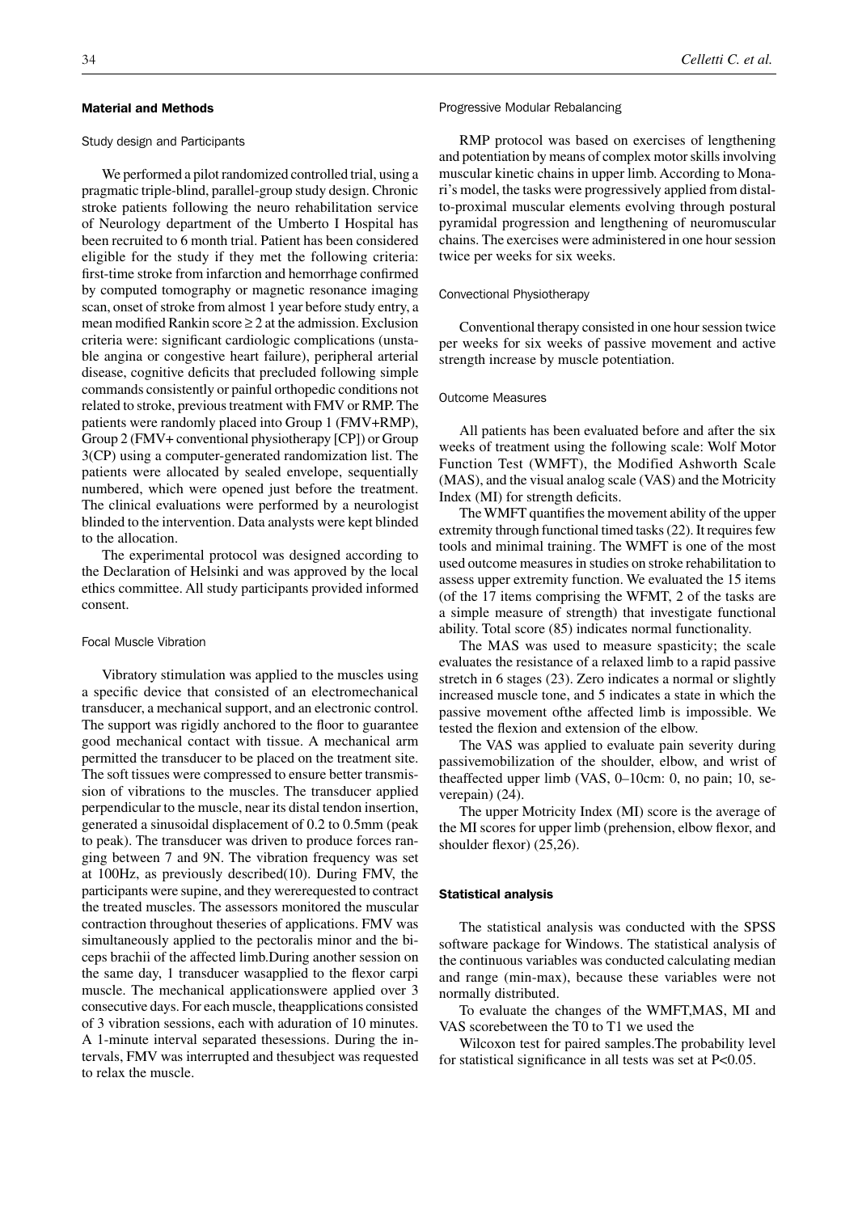## Material and Methods

### Study design and Participants

We performed a pilot randomized controlled trial, using a pragmatic triple-blind, parallel-group study design. Chronic stroke patients following the neuro rehabilitation service of Neurology department of the Umberto I Hospital has been recruited to 6 month trial. Patient has been considered eligible for the study if they met the following criteria: first-time stroke from infarction and hemorrhage confirmed by computed tomography or magnetic resonance imaging scan, onset of stroke from almost 1 year before study entry, a mean modified Rankin score ≥ 2 at the admission. Exclusion criteria were: significant cardiologic complications (unstable angina or congestive heart failure), peripheral arterial disease, cognitive deficits that precluded following simple commands consistently or painful orthopedic conditions not related to stroke, previous treatment with FMV or RMP. The patients were randomly placed into Group 1 (FMV+RMP), Group 2 (FMV+ conventional physiotherapy [CP]) or Group 3(CP) using a computer-generated randomization list. The patients were allocated by sealed envelope, sequentially numbered, which were opened just before the treatment. The clinical evaluations were performed by a neurologist blinded to the intervention. Data analysts were kept blinded to the allocation.

The experimental protocol was designed according to the Declaration of Helsinki and was approved by the local ethics committee. All study participants provided informed consent.

### Focal Muscle Vibration

Vibratory stimulation was applied to the muscles using a specific device that consisted of an electromechanical transducer, a mechanical support, and an electronic control. The support was rigidly anchored to the floor to guarantee good mechanical contact with tissue. A mechanical arm permitted the transducer to be placed on the treatment site. The soft tissues were compressed to ensure better transmission of vibrations to the muscles. The transducer applied perpendicular to the muscle, near its distal tendon insertion, generated a sinusoidal displacement of 0.2 to 0.5mm (peak to peak). The transducer was driven to produce forces ranging between 7 and 9N. The vibration frequency was set at 100Hz, as previously described(10). During FMV, the participants were supine, and they wererequested to contract the treated muscles. The assessors monitored the muscular contraction throughout theseries of applications. FMV was simultaneously applied to the pectoralis minor and the biceps brachii of the affected limb.During another session on the same day, 1 transducer wasapplied to the flexor carpi muscle. The mechanical applicationswere applied over 3 consecutive days. For each muscle, theapplications consisted of 3 vibration sessions, each with aduration of 10 minutes. A 1-minute interval separated thesessions. During the intervals, FMV was interrupted and thesubject was requested to relax the muscle.

### Progressive Modular Rebalancing

RMP protocol was based on exercises of lengthening and potentiation by means of complex motor skills involving muscular kinetic chains in upper limb. According to Monari's model, the tasks were progressively applied from distal-to-proximal muscular elements evolving through postural pyramidal progression and lengthening of neuromuscular chains. The exercises were administered in one hour session twice per weeks for six weeks.

### Convectional Physiotherapy

Conventional therapy consisted in one hour session twice per weeks for six weeks of passive movement and active strength increase by muscle potentiation.

### Outcome Measures

All patients has been evaluated before and after the six weeks of treatment using the following scale: Wolf Motor Function Test (WMFT), the Modified Ashworth Scale (MAS), and the visual analog scale (VAS) and the Motricity Index (MI) for strength deficits.

The WMFT quantifies the movement ability of the upper extremity through functional timed tasks (22). It requires few tools and minimal training. The WMFT is one of the most used outcome measures in studies on stroke rehabilitation to assess upper extremity function. We evaluated the 15 items (of the 17 items comprising the WFMT, 2 of the tasks are a simple measure of strength) that investigate functional ability. Total score (85) indicates normal functionality.

The MAS was used to measure spasticity; the scale evaluates the resistance of a relaxed limb to a rapid passive stretch in 6 stages (23). Zero indicates a normal or slightly increased muscle tone, and 5 indicates a state in which the passive movement ofthe affected limb is impossible. We tested the flexion and extension of the elbow.

The VAS was applied to evaluate pain severity during passivemobilization of the shoulder, elbow, and wrist of theaffected upper limb (VAS, 0–10cm: 0, no pain; 10, severepain) (24).

The upper Motricity Index (MI) score is the average of the MI scores for upper limb (prehension, elbow flexor, and shoulder flexor) (25,26).

## Statistical analysis

The statistical analysis was conducted with the SPSS software package for Windows. The statistical analysis of the continuous variables was conducted calculating median and range (min-max), because these variables were not normally distributed.

To evaluate the changes of the WMFT,MAS, MI and VAS scorebetween the T0 to T1 we used the

Wilcoxon test for paired samples.The probability level for statistical significance in all tests was set at $P<0.05$.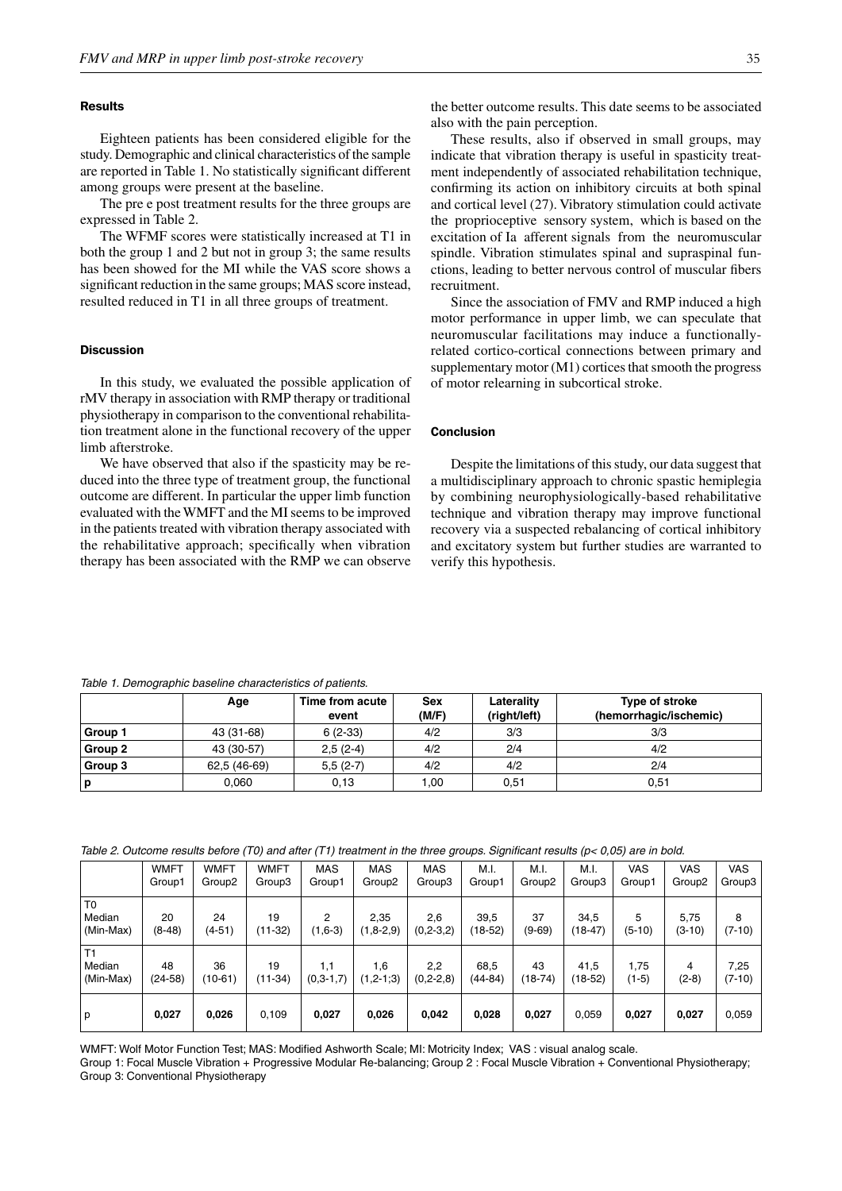## Results

Eighteen patients has been considered eligible for the study. Demographic and clinical characteristics of the sample are reported in Table 1. No statistically significant different among groups were present at the baseline.

The pre e post treatment results for the three groups are expressed in Table 2.

The WFMF scores were statistically increased at T1 in both the group 1 and 2 but not in group 3; the same results has been showed for the MI while the VAS score shows a significant reduction in the same groups; MAS score instead, resulted reduced in T1 in all three groups of treatment.

## Discussion

In this study, we evaluated the possible application of rMV therapy in association with RMP therapy or traditional physiotherapy in comparison to the conventional rehabilitation treatment alone in the functional recovery of the upper limb afterstroke.

We have observed that also if the spasticity may be reduced into the three type of treatment group, the functional outcome are different. In particular the upper limb function evaluated with the WMFT and the MI seems to be improved in the patients treated with vibration therapy associated with the rehabilitative approach; specifically when vibration therapy has been associated with the RMP we can observe the better outcome results. This date seems to be associated also with the pain perception.

These results, also if observed in small groups, may indicate that vibration therapy is useful in spasticity treatment independently of associated rehabilitation technique, confirming its action on inhibitory circuits at both spinal and cortical level (27). Vibratory stimulation could activate the proprioceptive sensory system, which is based on the excitation of Ia afferent signals from the neuromuscular spindle. Vibration stimulates spinal and supraspinal functions, leading to better nervous control of muscular fibers recruitment.

Since the association of FMV and RMP induced a high motor performance in upper limb, we can speculate that neuromuscular facilitations may induce a functionally-related cortico-cortical connections between primary and supplementary motor (M1) cortices that smooth the progress of motor relearning in subcortical stroke.

## Conclusion

Despite the limitations of this study, our data suggest that a multidisciplinary approach to chronic spastic hemiplegia by combining neurophysiologically-based rehabilitative technique and vibration therapy may improve functional recovery via a suspected rebalancing of cortical inhibitory and excitatory system but further studies are warranted to verify this hypothesis.

*Table 1. Demographic baseline characteristics of patients.*

| | Age | Time from acute event | Sex (M/F) | Laterality (right/left) | Type of stroke (hemorrhagic/ischemic) |
|---|---|---|---|---|---|
| **Group 1** | 43 (31-68) | 6 (2-33) | 4/2 | 3/3 | 3/3 |
| **Group 2** | 43 (30-57) | 2,5 (2-4) | 4/2 | 2/4 | 4/2 |
| **Group 3** | 62,5 (46-69) | 5,5 (2-7) | 4/2 | 4/2 | 2/4 |
| **p** | 0,060 | 0,13 | 1,00 | 0,51 | 0,51 |

*Table 2. Outcome results before (T0) and after (T1) treatment in the three groups. Significant results (p< 0,05) are in bold.*

| | WMFT Group1 | WMFT Group2 | WMFT Group3 | MAS Group1 | MAS Group2 | MAS Group3 | M.I. Group1 | M.I. Group2 | M.I. Group3 | VAS Group1 | VAS Group2 | VAS Group3 |
|---|---|---|---|---|---|---|---|---|---|---|---|---|
| T0 Median (Min-Max) | 20 (8-48) | 24 (4-51) | 19 (11-32) | 2 (1,6-3) | 2,35 (1,8-2,9) | 2,6 (0,2-3,2) | 39,5 (18-52) | 37 (9-69) | 34,5 (18-47) | 5 (5-10) | 5,75 (3-10) | 8 (7-10) |
| T1 Median (Min-Max) | 48 (24-58) | 36 (10-61) | 19 (11-34) | 1,1 (0,3-1,7) | 1,6 (1,2-1;3) | 2,2 (0,2-2,8) | 68,5 (44-84) | 43 (18-74) | 41,5 (18-52) | 1,75 (1-5) | 4 (2-8) | 7,25 (7-10) |
| p | **0,027** | **0,026** | 0,109 | **0,027** | **0,026** | **0,042** | **0,028** | **0,027** | 0,059 | **0,027** | **0,027** | 0,059 |

WMFT: Wolf Motor Function Test; MAS: Modified Ashworth Scale; MI: Motricity Index; VAS : visual analog scale.

Group 1: Focal Muscle Vibration + Progressive Modular Re-balancing; Group 2 : Focal Muscle Vibration + Conventional Physiotherapy; Group 3: Conventional Physiotherapy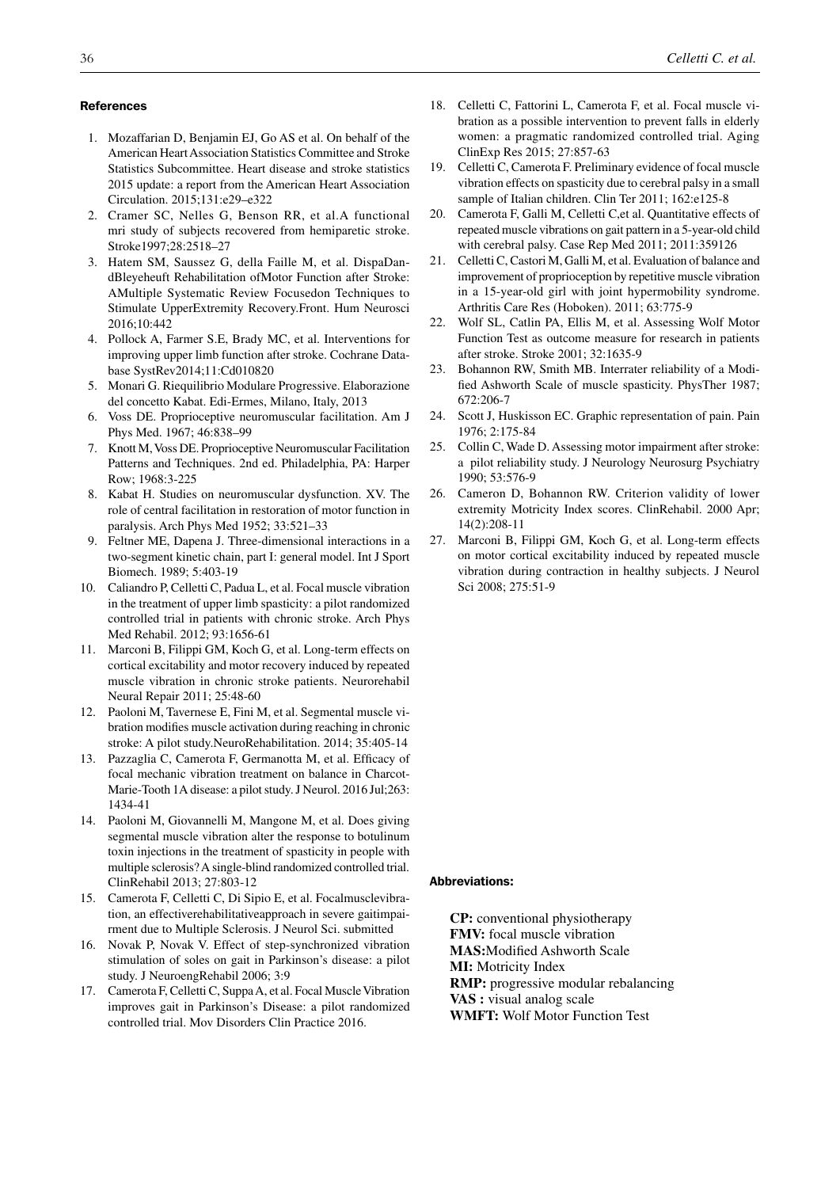## References

1. Mozaffarian D, Benjamin EJ, Go AS et al. On behalf of the American Heart Association Statistics Committee and Stroke Statistics Subcommittee. Heart disease and stroke statistics 2015 update: a report from the American Heart Association Circulation. 2015;131:e29–e322
2. Cramer SC, Nelles G, Benson RR, et al.A functional mri study of subjects recovered from hemiparetic stroke. Stroke1997;28:2518–27
3. Hatem SM, Saussez G, della Faille M, et al. DispaDandBleyeheuft Rehabilitation ofMotor Function after Stroke: AMultiple Systematic Review Focusedon Techniques to Stimulate UpperExtremity Recovery.Front. Hum Neurosci 2016;10:442
4. Pollock A, Farmer S.E, Brady MC, et al. Interventions for improving upper limb function after stroke. Cochrane Database SystRev2014;11:Cd010820
5. Monari G. Riequilibrio Modulare Progressive. Elaborazione del concetto Kabat. Edi-Ermes, Milano, Italy, 2013
6. Voss DE. Proprioceptive neuromuscular facilitation. Am J Phys Med. 1967; 46:838–99
7. Knott M, Voss DE. Proprioceptive Neuromuscular Facilitation Patterns and Techniques. 2nd ed. Philadelphia, PA: Harper Row; 1968:3-225
8. Kabat H. Studies on neuromuscular dysfunction. XV. The role of central facilitation in restoration of motor function in paralysis. Arch Phys Med 1952; 33:521–33
9. Feltner ME, Dapena J. Three-dimensional interactions in a two-segment kinetic chain, part I: general model. Int J Sport Biomech. 1989; 5:403-19
10. Caliandro P, Celletti C, Padua L, et al. Focal muscle vibration in the treatment of upper limb spasticity: a pilot randomized controlled trial in patients with chronic stroke. Arch Phys Med Rehabil. 2012; 93:1656-61
11. Marconi B, Filippi GM, Koch G, et al. Long-term effects on cortical excitability and motor recovery induced by repeated muscle vibration in chronic stroke patients. Neurorehabil Neural Repair 2011; 25:48-60
12. Paoloni M, Tavernese E, Fini M, et al. Segmental muscle vibration modifies muscle activation during reaching in chronic stroke: A pilot study.NeuroRehabilitation. 2014; 35:405-14
13. Pazzaglia C, Camerota F, Germanotta M, et al. Efficacy of focal mechanic vibration treatment on balance in Charcot-Marie-Tooth 1A disease: a pilot study. J Neurol. 2016 Jul;263: 1434-41
14. Paoloni M, Giovannelli M, Mangone M, et al. Does giving segmental muscle vibration alter the response to botulinum toxin injections in the treatment of spasticity in people with multiple sclerosis? A single-blind randomized controlled trial. ClinRehabil 2013; 27:803-12
15. Camerota F, Celletti C, Di Sipio E, et al. Focalmusclevibration, an effectiverehabilitativeapproach in severe gaitimpairment due to Multiple Sclerosis. J Neurol Sci. submitted
16. Novak P, Novak V. Effect of step-synchronized vibration stimulation of soles on gait in Parkinson's disease: a pilot study. J NeuroengRehabil 2006; 3:9
17. Camerota F, Celletti C, Suppa A, et al. Focal Muscle Vibration improves gait in Parkinson's Disease: a pilot randomized controlled trial. Mov Disorders Clin Practice 2016.
18. Celletti C, Fattorini L, Camerota F, et al. Focal muscle vibration as a possible intervention to prevent falls in elderly women: a pragmatic randomized controlled trial. Aging ClinExp Res 2015; 27:857-63
19. Celletti C, Camerota F. Preliminary evidence of focal muscle vibration effects on spasticity due to cerebral palsy in a small sample of Italian children. Clin Ter 2011; 162:e125-8
20. Camerota F, Galli M, Celletti C,et al. Quantitative effects of repeated muscle vibrations on gait pattern in a 5-year-old child with cerebral palsy. Case Rep Med 2011; 2011:359126
21. Celletti C, Castori M, Galli M, et al. Evaluation of balance and improvement of proprioception by repetitive muscle vibration in a 15-year-old girl with joint hypermobility syndrome. Arthritis Care Res (Hoboken). 2011; 63:775-9
22. Wolf SL, Catlin PA, Ellis M, et al. Assessing Wolf Motor Function Test as outcome measure for research in patients after stroke. Stroke 2001; 32:1635-9
23. Bohannon RW, Smith MB. Interrater reliability of a Modified Ashworth Scale of muscle spasticity. PhysTher 1987; 672:206-7
24. Scott J, Huskisson EC. Graphic representation of pain. Pain 1976; 2:175-84
25. Collin C, Wade D. Assessing motor impairment after stroke: a pilot reliability study. J Neurology Neurosurg Psychiatry 1990; 53:576-9
26. Cameron D, Bohannon RW. Criterion validity of lower extremity Motricity Index scores. ClinRehabil. 2000 Apr; 14(2):208-11
27. Marconi B, Filippi GM, Koch G, et al. Long-term effects on motor cortical excitability induced by repeated muscle vibration during contraction in healthy subjects. J Neurol Sci 2008; 275:51-9

## Abbreviations:

**CP:** conventional physiotherapy  
**FMV:** focal muscle vibration  
**MAS:**Modified Ashworth Scale  
**MI:** Motricity Index  
**RMP:** progressive modular rebalancing  
**VAS :** visual analog scale  
**WMFT:** Wolf Motor Function Test